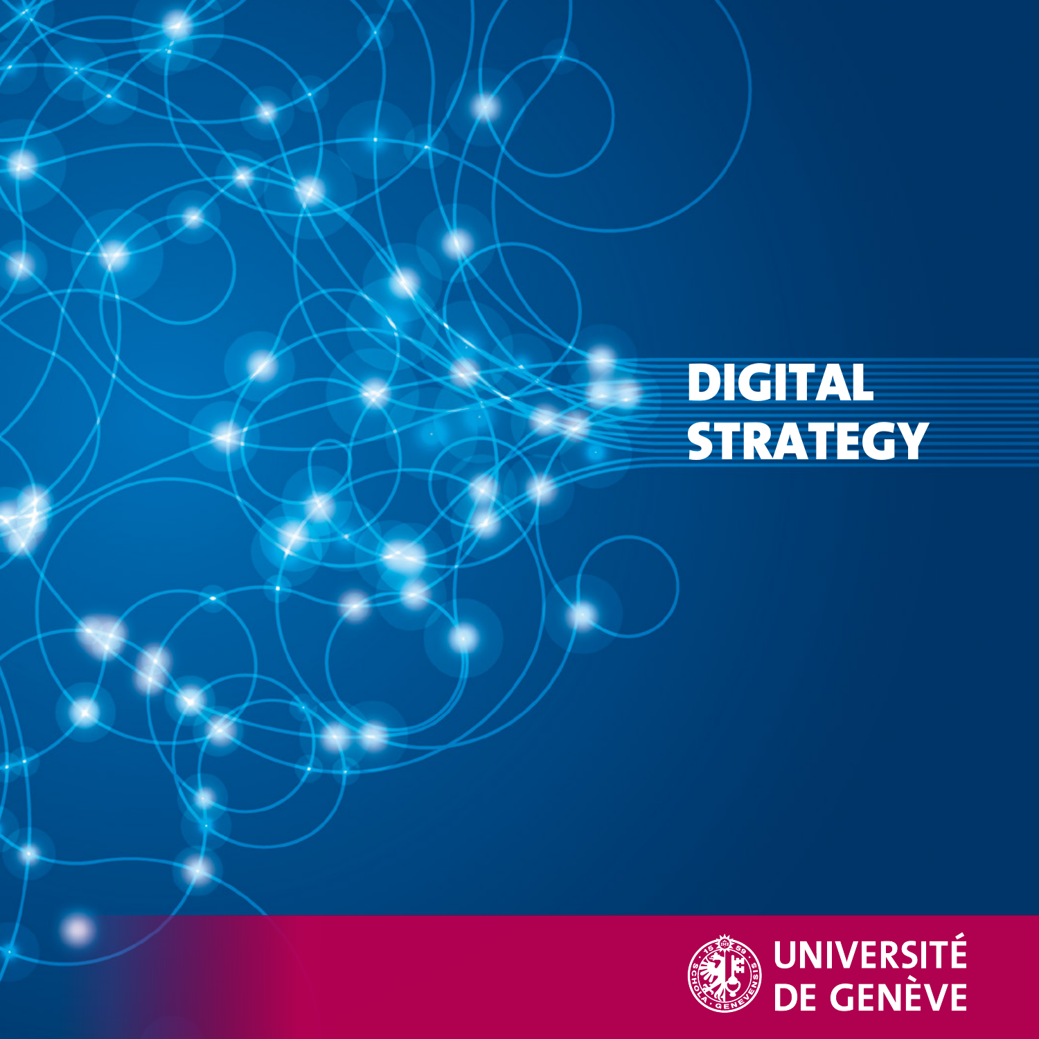# DIGITAL STRATEGY

UNIVERSITÉ DE GENÈVE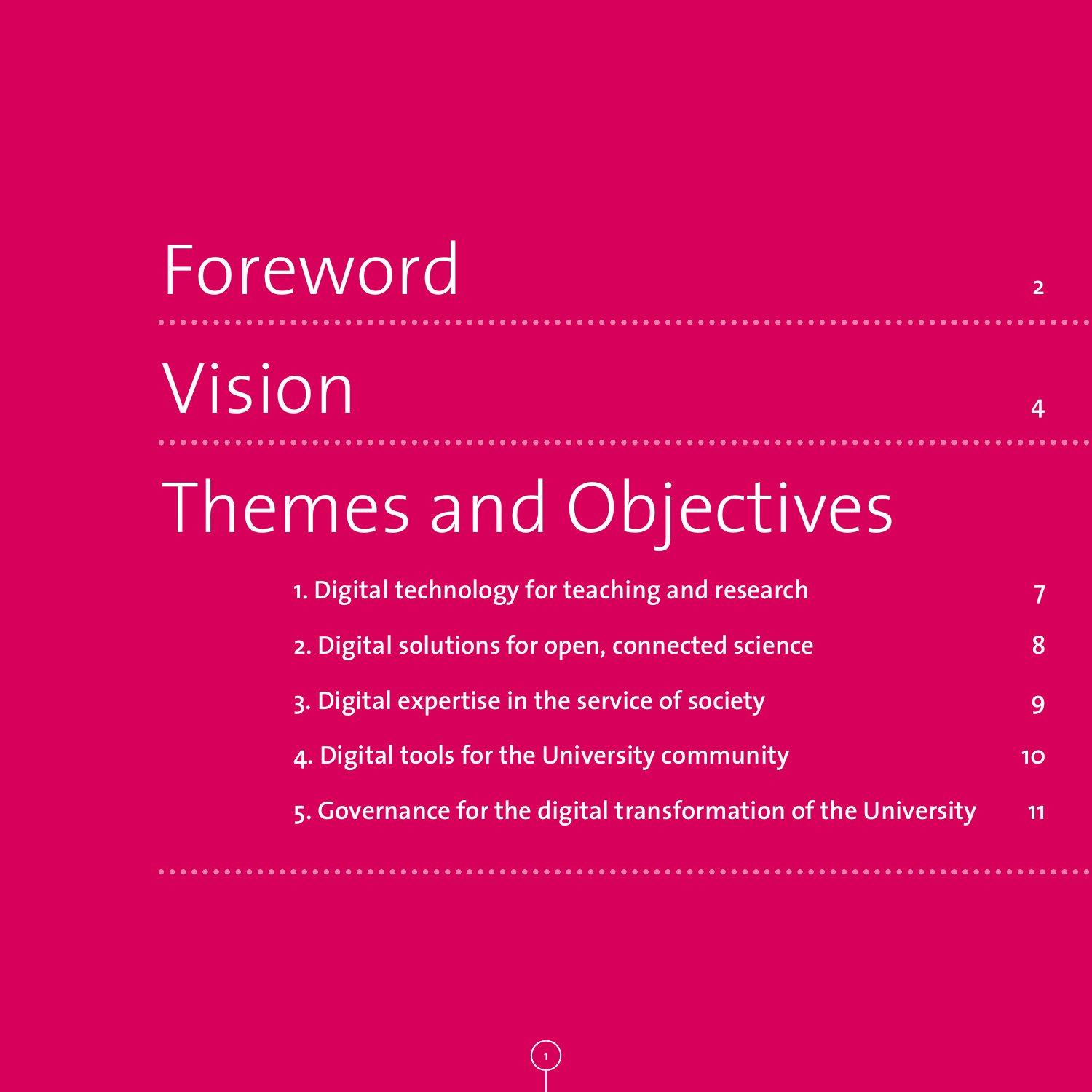# Foreword 2

# Vision 4

# Themes and Objectives

1. Digital technology for teaching and research 7
2. Digital solutions for open, connected science 8
3. Digital expertise in the service of society 9
4. Digital tools for the University community 10
5. Governance for the digital transformation of the University 11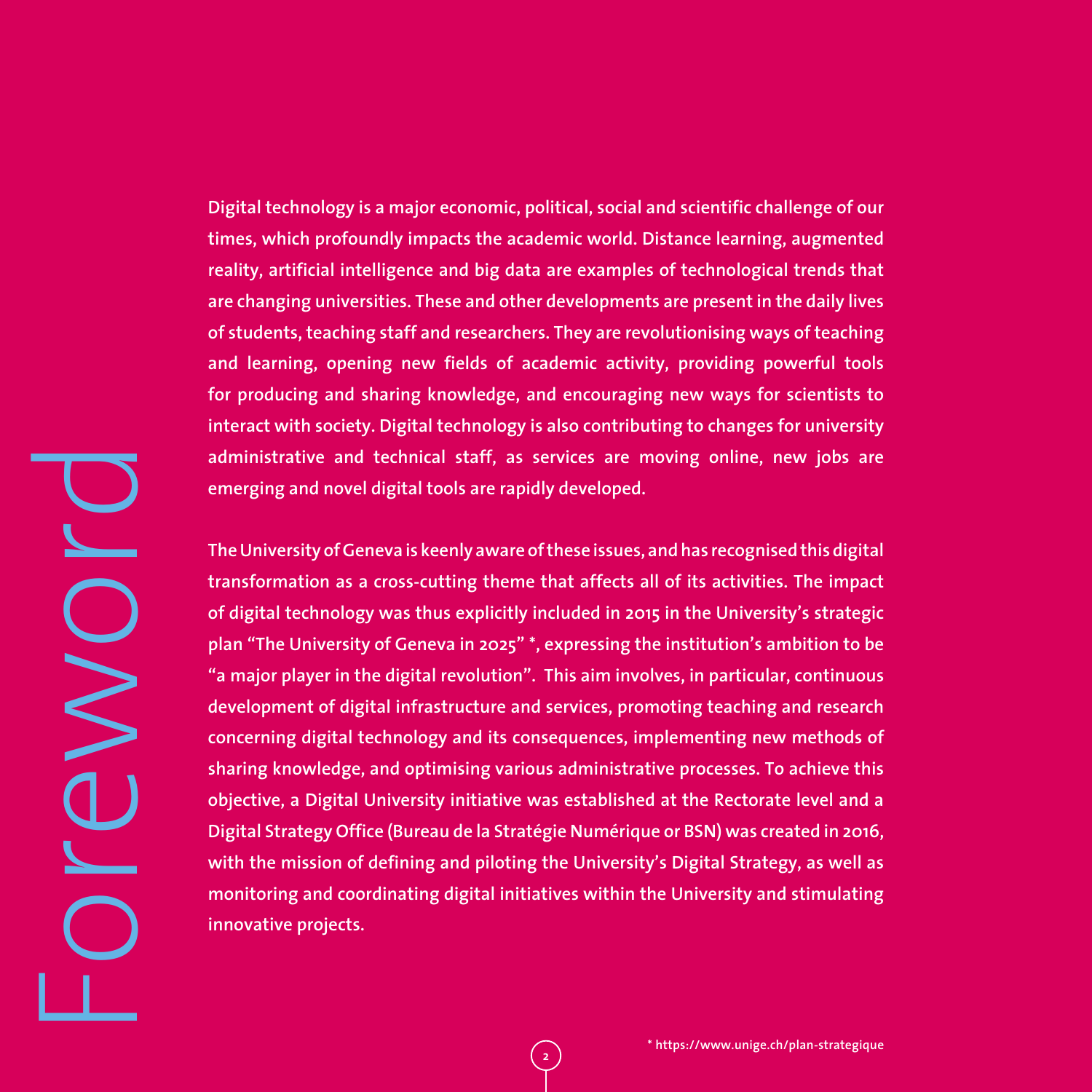# Foreword

**Digital technology is a major economic, political, social and scientific challenge of our times, which profoundly impacts the academic world. Distance learning, augmented reality, artificial intelligence and big data are examples of technological trends that are changing universities. These and other developments are present in the daily lives of students, teaching staff and researchers. They are revolutionising ways of teaching and learning, opening new fields of academic activity, providing powerful tools for producing and sharing knowledge, and encouraging new ways for scientists to interact with society. Digital technology is also contributing to changes for university administrative and technical staff, as services are moving online, new jobs are emerging and novel digital tools are rapidly developed.**

**The University of Geneva is keenly aware of these issues, and has recognised this digital transformation as a cross-cutting theme that affects all of its activities. The impact of digital technology was thus explicitly included in 2015 in the University's strategic plan "The University of Geneva in 2025" *, expressing the institution's ambition to be "a major player in the digital revolution". This aim involves, in particular, continuous development of digital infrastructure and services, promoting teaching and research concerning digital technology and its consequences, implementing new methods of sharing knowledge, and optimising various administrative processes. To achieve this objective, a Digital University initiative was established at the Rectorate level and a Digital Strategy Office (Bureau de la Stratégie Numérique or BSN) was created in 2016, with the mission of defining and piloting the University's Digital Strategy, as well as monitoring and coordinating digital initiatives within the University and stimulating innovative projects.**

**\* https://www.unige.ch/plan-strategique**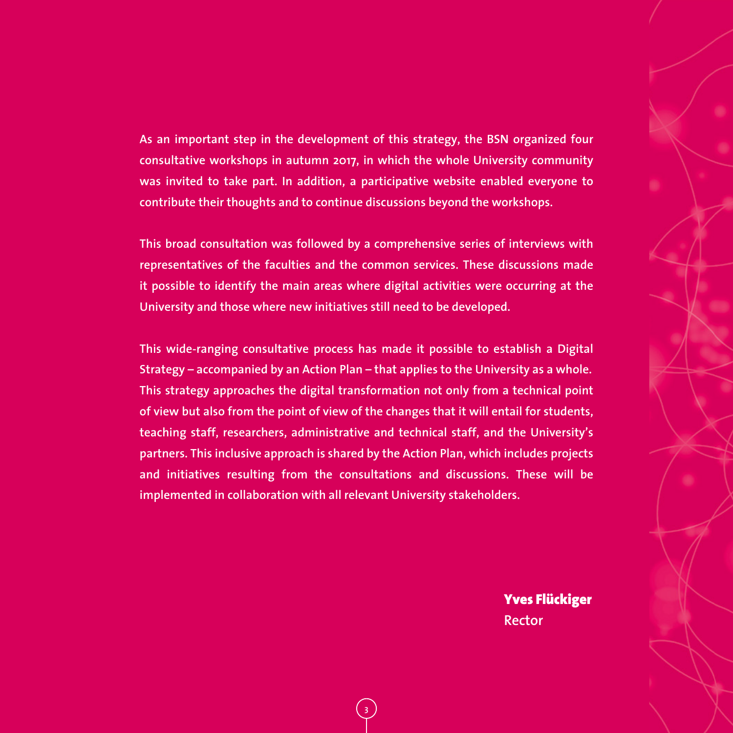As an important step in the development of this strategy, the BSN organized four consultative workshops in autumn 2017, in which the whole University community was invited to take part. In addition, a participative website enabled everyone to contribute their thoughts and to continue discussions beyond the workshops.

This broad consultation was followed by a comprehensive series of interviews with representatives of the faculties and the common services. These discussions made it possible to identify the main areas where digital activities were occurring at the University and those where new initiatives still need to be developed.

This wide-ranging consultative process has made it possible to establish a Digital Strategy – accompanied by an Action Plan – that applies to the University as a whole. This strategy approaches the digital transformation not only from a technical point of view but also from the point of view of the changes that it will entail for students, teaching staff, researchers, administrative and technical staff, and the University's partners. This inclusive approach is shared by the Action Plan, which includes projects and initiatives resulting from the consultations and discussions. These will be implemented in collaboration with all relevant University stakeholders.

**Yves Flückiger**
Rector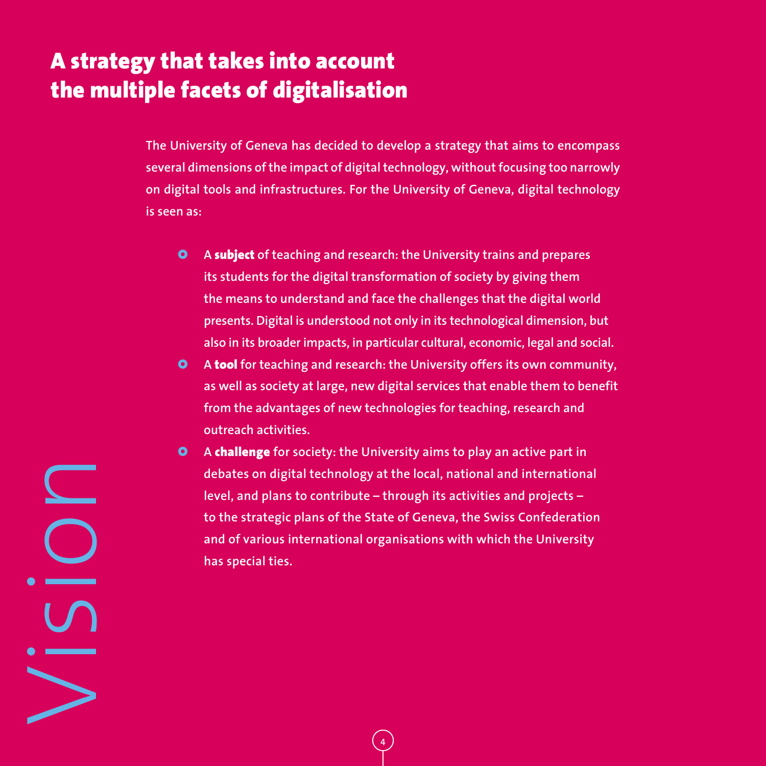Vision

# A strategy that takes into account the multiple facets of digitalisation

The University of Geneva has decided to develop a strategy that aims to encompass several dimensions of the impact of digital technology, without focusing too narrowly on digital tools and infrastructures. For the University of Geneva, digital technology is seen as:

- A **subject** of teaching and research: the University trains and prepares its students for the digital transformation of society by giving them the means to understand and face the challenges that the digital world presents. Digital is understood not only in its technological dimension, but also in its broader impacts, in particular cultural, economic, legal and social.
- A **tool** for teaching and research: the University offers its own community, as well as society at large, new digital services that enable them to benefit from the advantages of new technologies for teaching, research and outreach activities.
- A **challenge** for society: the University aims to play an active part in debates on digital technology at the local, national and international level, and plans to contribute – through its activities and projects – to the strategic plans of the State of Geneva, the Swiss Confederation and of various international organisations with which the University has special ties.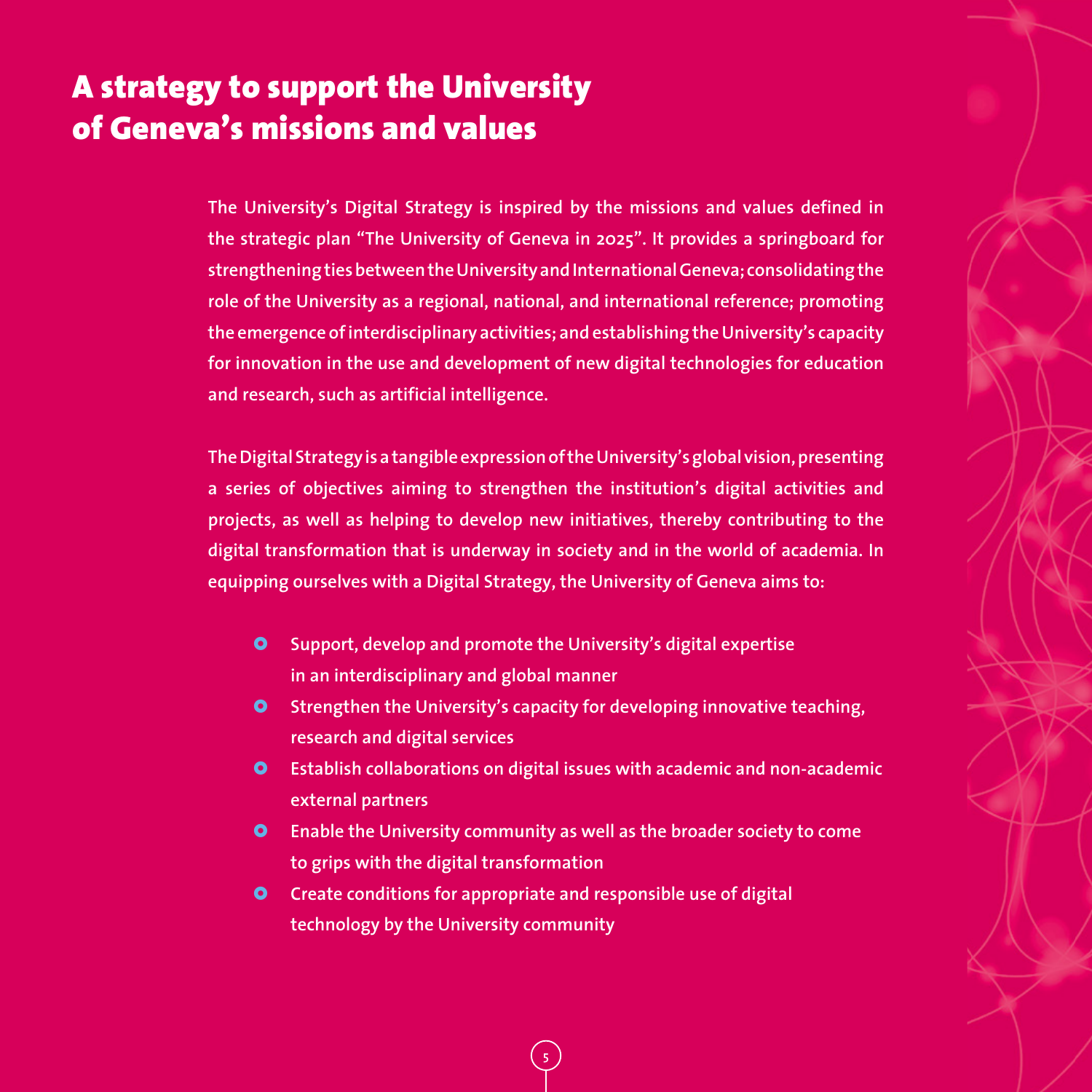# A strategy to support the University of Geneva's missions and values

The University's Digital Strategy is inspired by the missions and values defined in the strategic plan "The University of Geneva in 2025". It provides a springboard for strengthening ties between the University and International Geneva; consolidating the role of the University as a regional, national, and international reference; promoting the emergence of interdisciplinary activities; and establishing the University's capacity for innovation in the use and development of new digital technologies for education and research, such as artificial intelligence.

The Digital Strategy is a tangible expression of the University's global vision, presenting a series of objectives aiming to strengthen the institution's digital activities and projects, as well as helping to develop new initiatives, thereby contributing to the digital transformation that is underway in society and in the world of academia. In equipping ourselves with a Digital Strategy, the University of Geneva aims to:

- Support, develop and promote the University's digital expertise in an interdisciplinary and global manner
- Strengthen the University's capacity for developing innovative teaching, research and digital services
- Establish collaborations on digital issues with academic and non-academic external partners
- Enable the University community as well as the broader society to come to grips with the digital transformation
- Create conditions for appropriate and responsible use of digital technology by the University community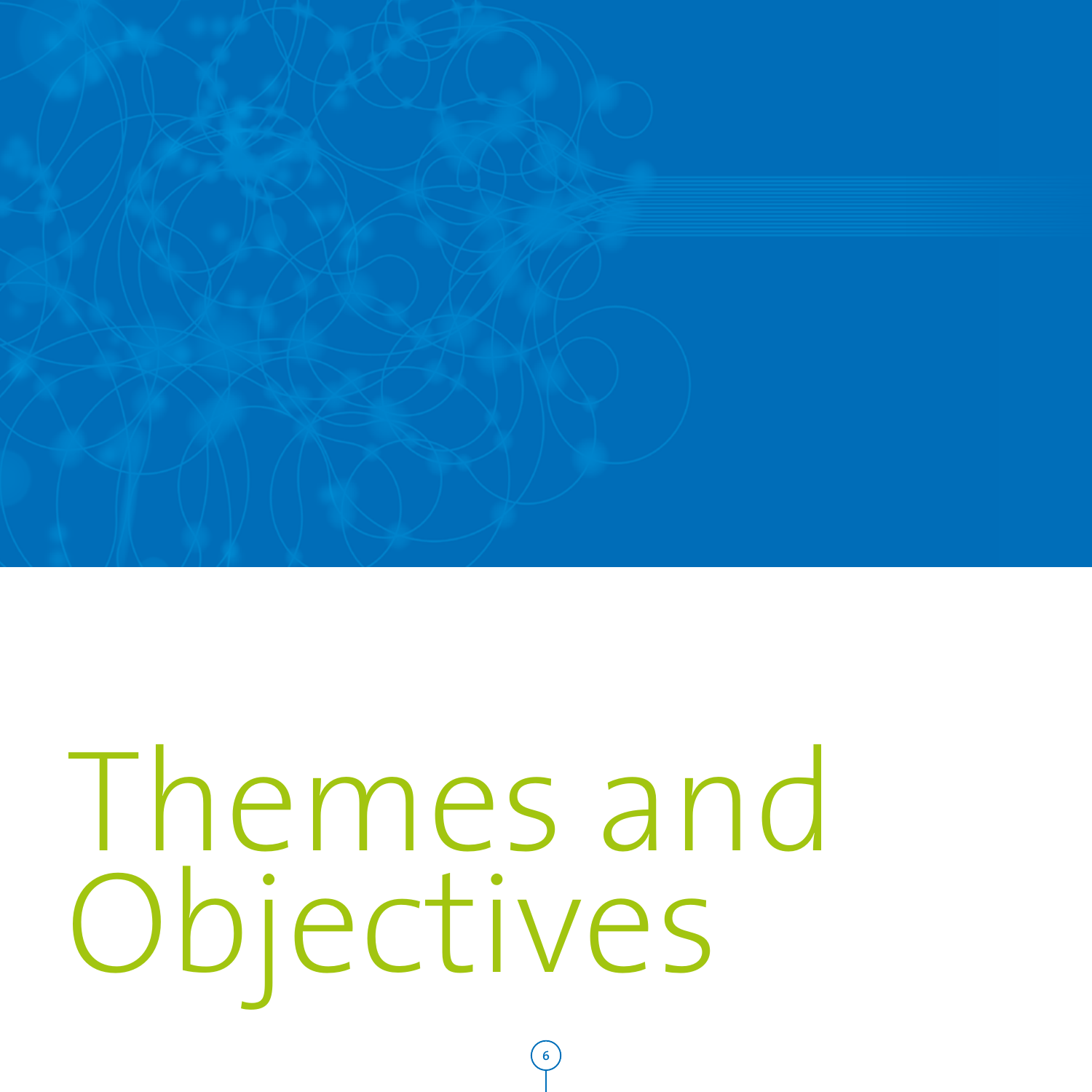# Themes and Objectives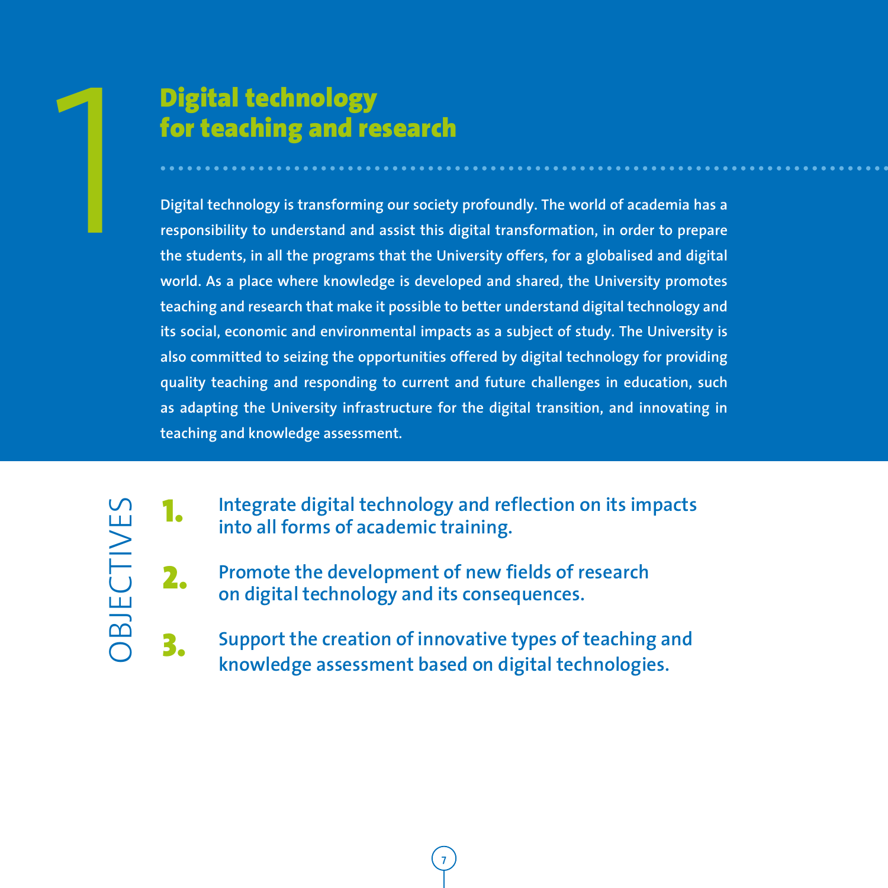# 1 Digital technology for teaching and research

**Digital technology is transforming our society profoundly. The world of academia has a responsibility to understand and assist this digital transformation, in order to prepare the students, in all the programs that the University offers, for a globalised and digital world. As a place where knowledge is developed and shared, the University promotes teaching and research that make it possible to better understand digital technology and its social, economic and environmental impacts as a subject of study. The University is also committed to seizing the opportunities offered by digital technology for providing quality teaching and responding to current and future challenges in education, such as adapting the University infrastructure for the digital transition, and innovating in teaching and knowledge assessment.**

## OBJECTIVES

1. **Integrate digital technology and reflection on its impacts into all forms of academic training.**
2. **Promote the development of new fields of research on digital technology and its consequences.**
3. **Support the creation of innovative types of teaching and knowledge assessment based on digital technologies.**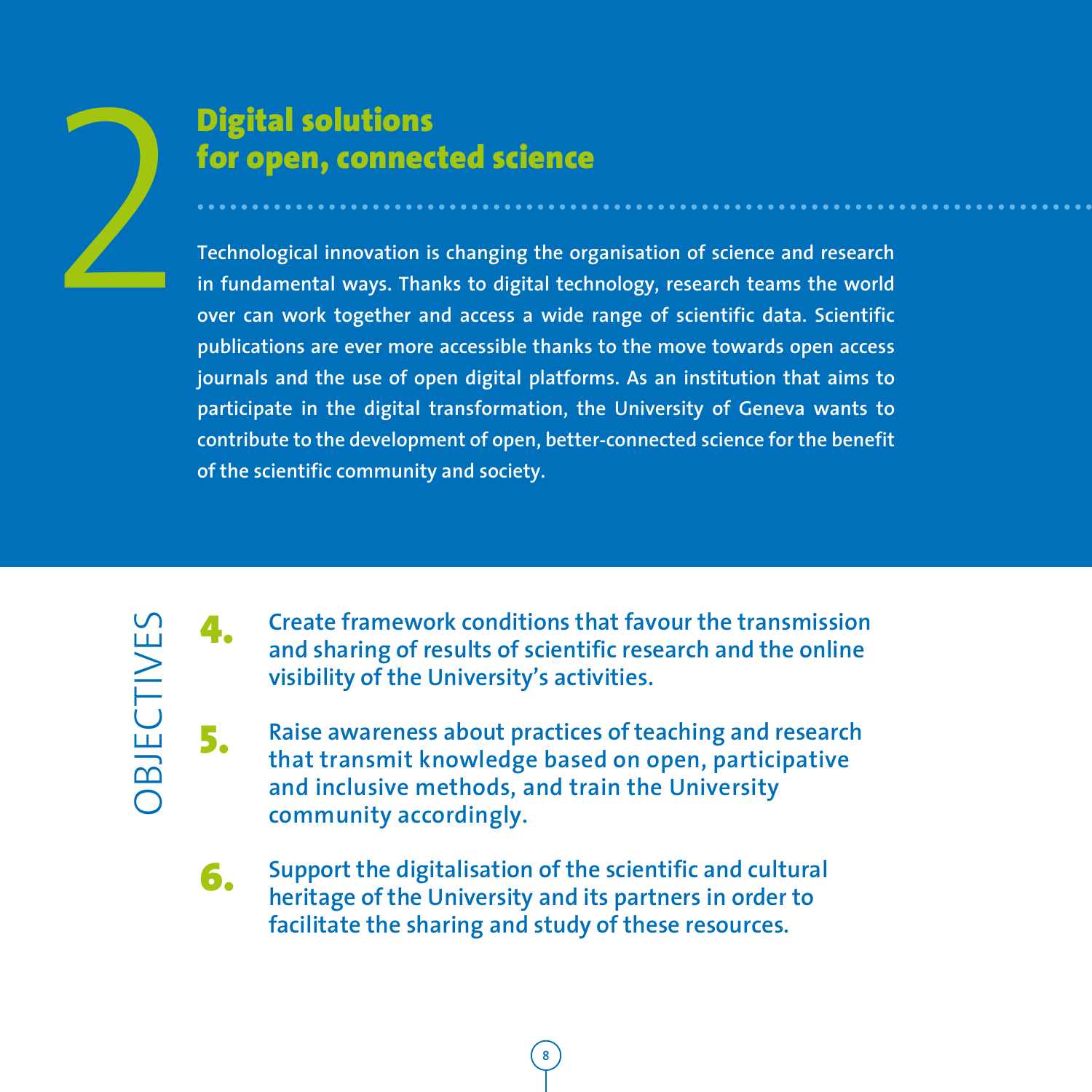# 2 Digital solutions for open, connected science

**Technological innovation is changing the organisation of science and research in fundamental ways. Thanks to digital technology, research teams the world over can work together and access a wide range of scientific data. Scientific publications are ever more accessible thanks to the move towards open access journals and the use of open digital platforms. As an institution that aims to participate in the digital transformation, the University of Geneva wants to contribute to the development of open, better-connected science for the benefit of the scientific community and society.**

## OBJECTIVES

**4.** **Create framework conditions that favour the transmission and sharing of results of scientific research and the online visibility of the University's activities.**

**5.** **Raise awareness about practices of teaching and research that transmit knowledge based on open, participative and inclusive methods, and train the University community accordingly.**

**6.** **Support the digitalisation of the scientific and cultural heritage of the University and its partners in order to facilitate the sharing and study of these resources.**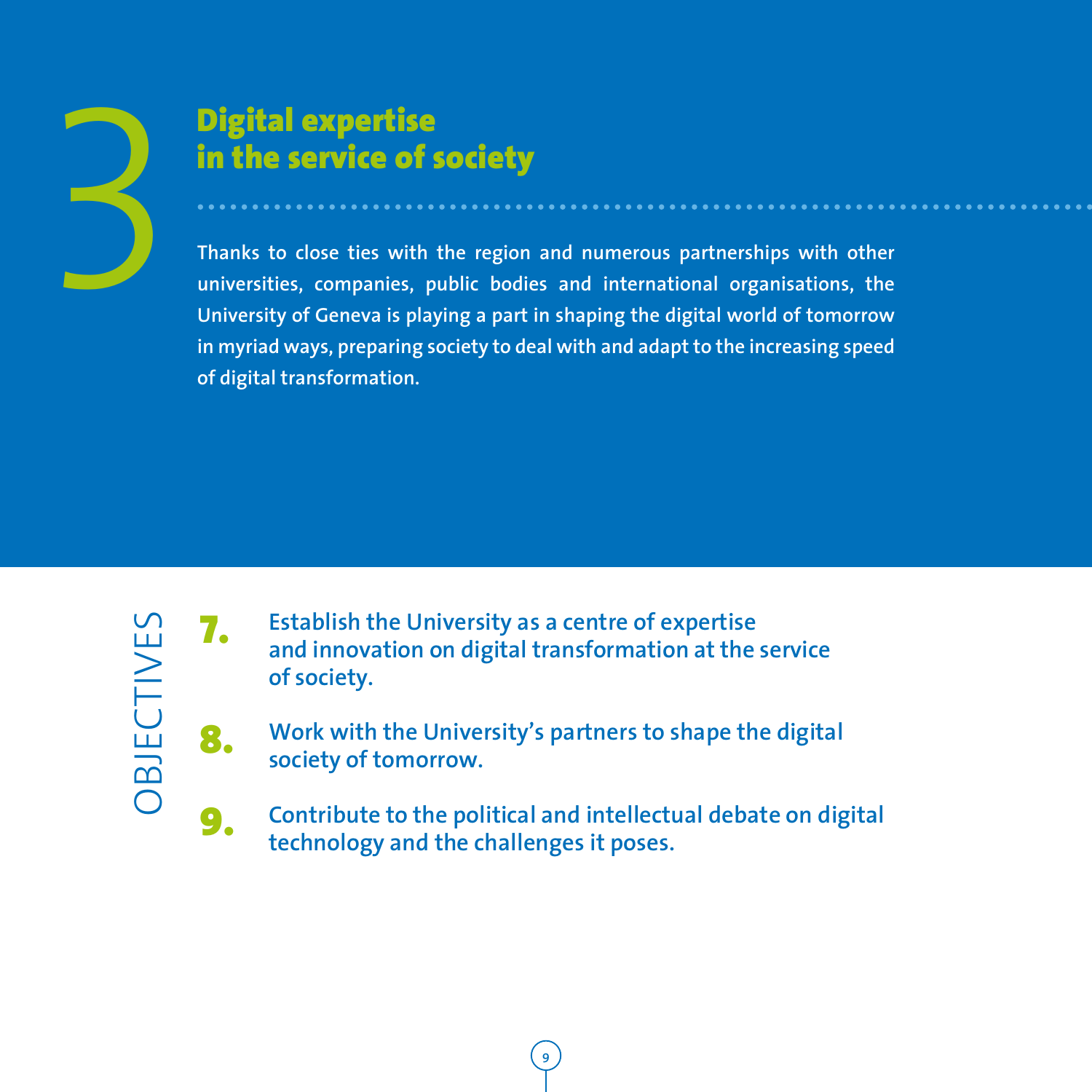# 3 Digital expertise in the service of society

**Thanks to close ties with the region and numerous partnerships with other universities, companies, public bodies and international organisations, the University of Geneva is playing a part in shaping the digital world of tomorrow in myriad ways, preparing society to deal with and adapt to the increasing speed of digital transformation.**

## OBJECTIVES

**7.** **Establish the University as a centre of expertise and innovation on digital transformation at the service of society.**

**8.** **Work with the University's partners to shape the digital society of tomorrow.**

**9.** **Contribute to the political and intellectual debate on digital technology and the challenges it poses.**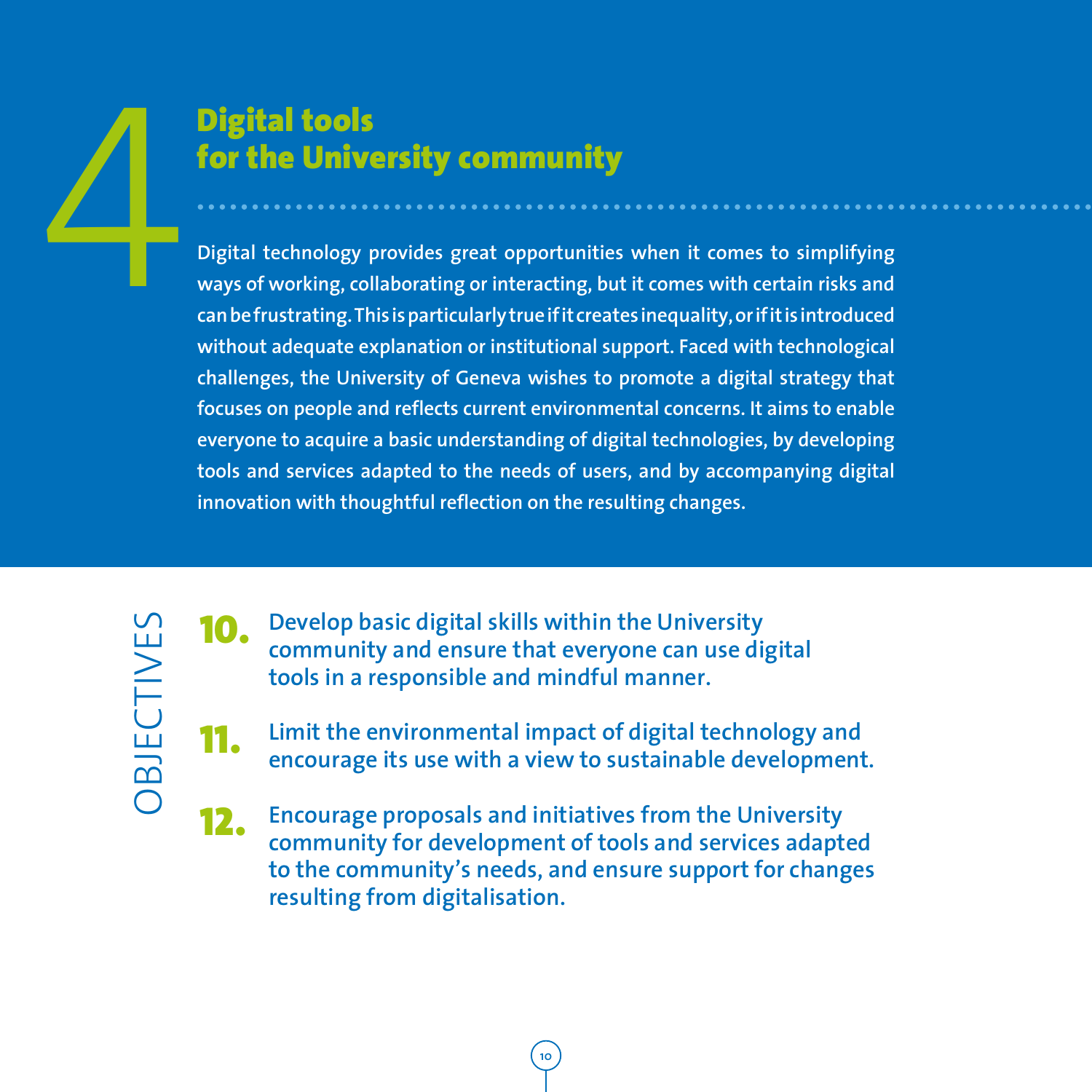# 4 Digital tools for the University community

**Digital technology provides great opportunities when it comes to simplifying ways of working, collaborating or interacting, but it comes with certain risks and can be frustrating. This is particularly true if it creates inequality, or if it is introduced without adequate explanation or institutional support. Faced with technological challenges, the University of Geneva wishes to promote a digital strategy that focuses on people and reflects current environmental concerns. It aims to enable everyone to acquire a basic understanding of digital technologies, by developing tools and services adapted to the needs of users, and by accompanying digital innovation with thoughtful reflection on the resulting changes.**

## OBJECTIVES

**10.** Develop basic digital skills within the University community and ensure that everyone can use digital tools in a responsible and mindful manner.

**11.** Limit the environmental impact of digital technology and encourage its use with a view to sustainable development.

**12.** Encourage proposals and initiatives from the University community for development of tools and services adapted to the community's needs, and ensure support for changes resulting from digitalisation.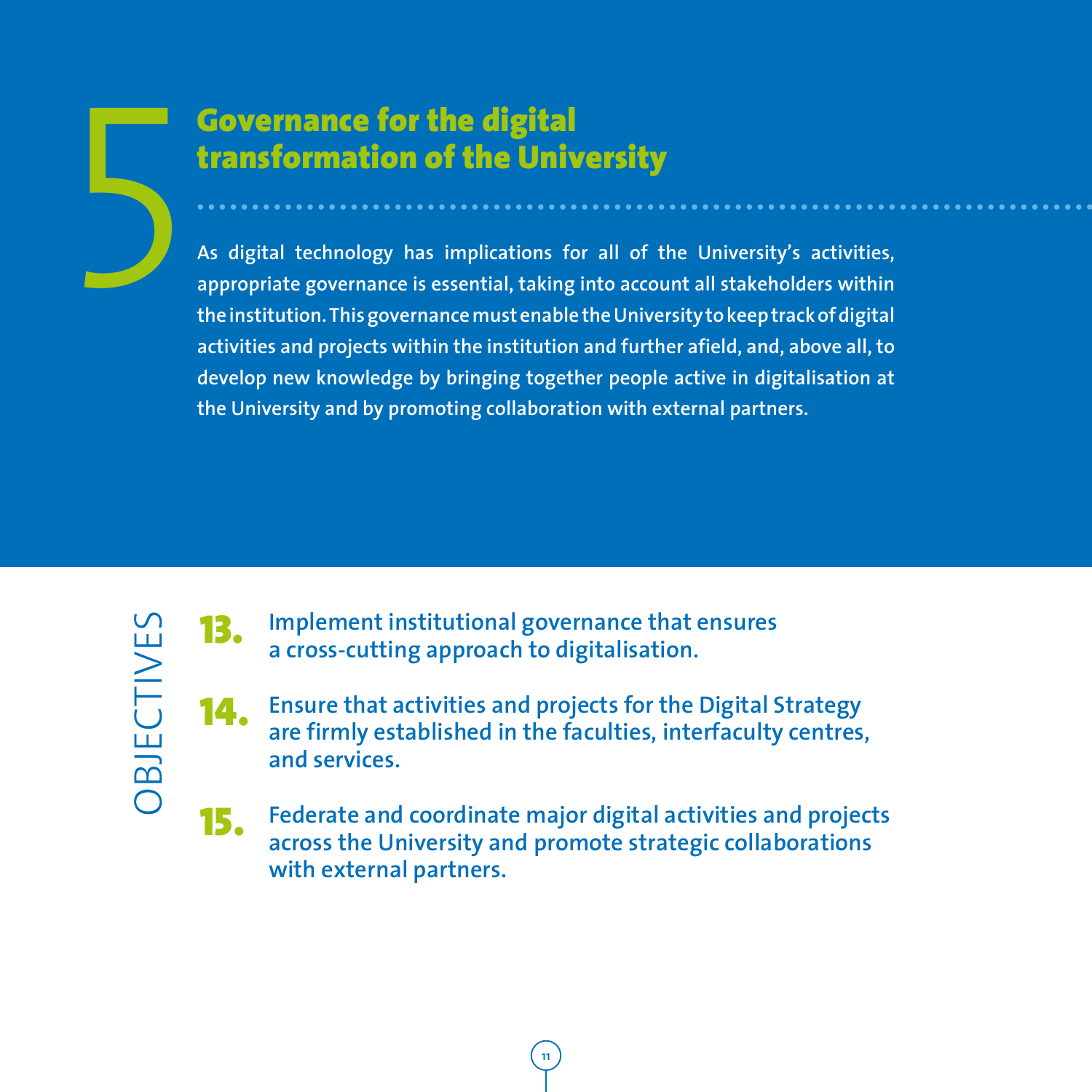# 5 Governance for the digital transformation of the University

**As digital technology has implications for all of the University's activities, appropriate governance is essential, taking into account all stakeholders within the institution. This governance must enable the University to keep track of digital activities and projects within the institution and further afield, and, above all, to develop new knowledge by bringing together people active in digitalisation at the University and by promoting collaboration with external partners.**

## OBJECTIVES

**13.** **Implement institutional governance that ensures a cross-cutting approach to digitalisation.**

**14.** **Ensure that activities and projects for the Digital Strategy are firmly established in the faculties, interfaculty centres, and services.**

**15.** **Federate and coordinate major digital activities and projects across the University and promote strategic collaborations with external partners.**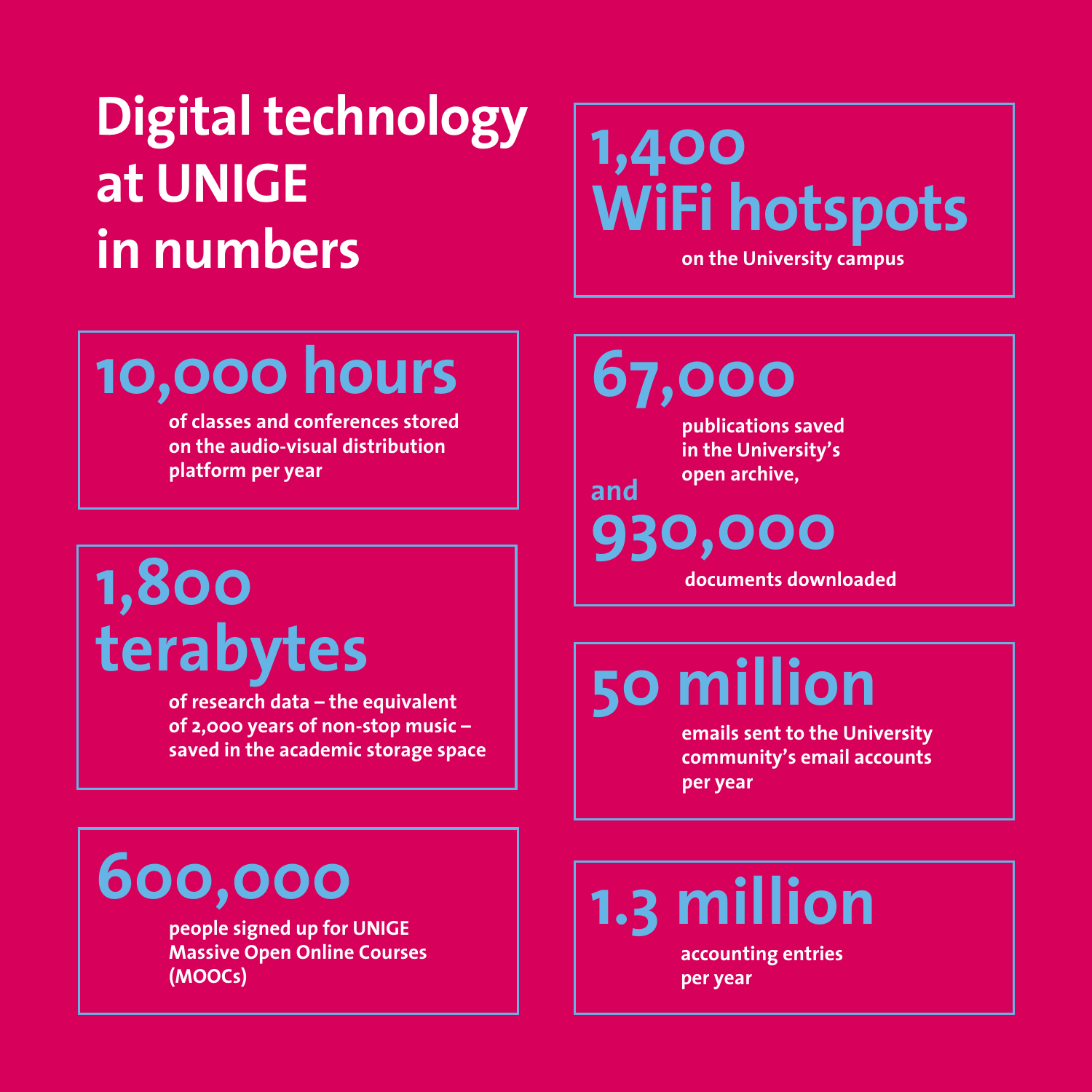# Digital technology at UNIGE in numbers

**1,400 WiFi hotspots**

on the University campus

**10,000 hours**

of classes and conferences stored on the audio-visual distribution platform per year

**67,000**

publications saved in the University's open archive,

and

**930,000**

documents downloaded

**1,800 terabytes**

of research data – the equivalent of 2,000 years of non-stop music – saved in the academic storage space

**50 million**

emails sent to the University community's email accounts per year

**600,000**

people signed up for UNIGE Massive Open Online Courses (MOOCs)

**1.3 million**

accounting entries per year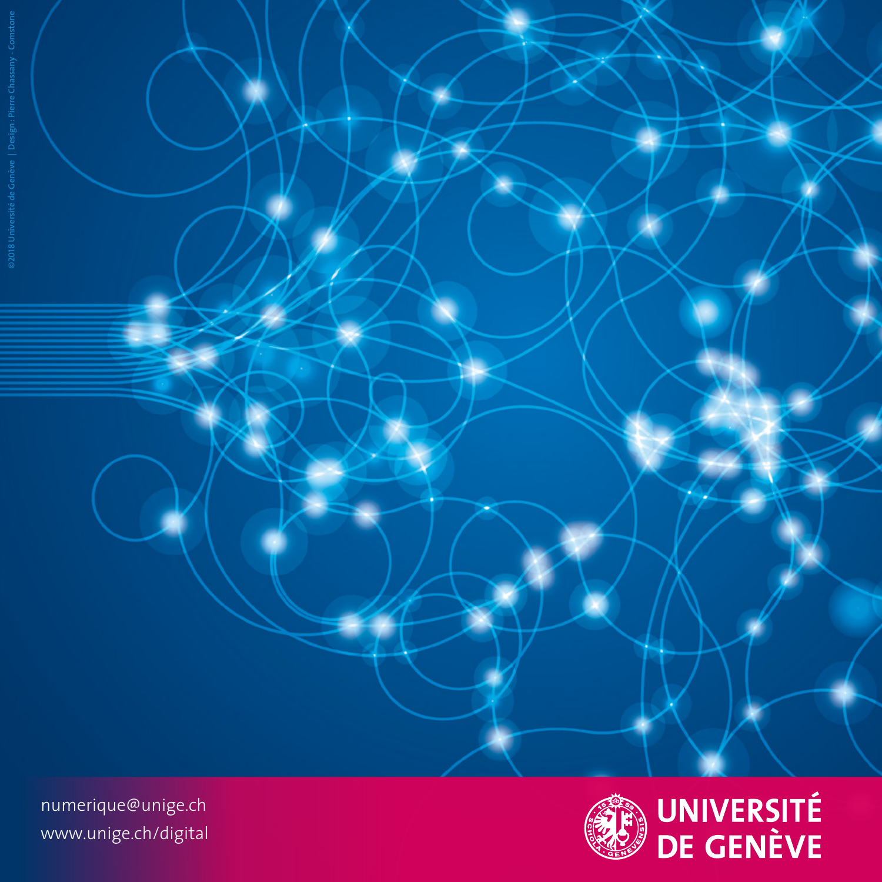©2018 Université de Genève | Design : Pierre Chassany - Comstone

numerique@unige.ch
www.unige.ch/digital

UNIVERSITÉ
DE GENÈVE